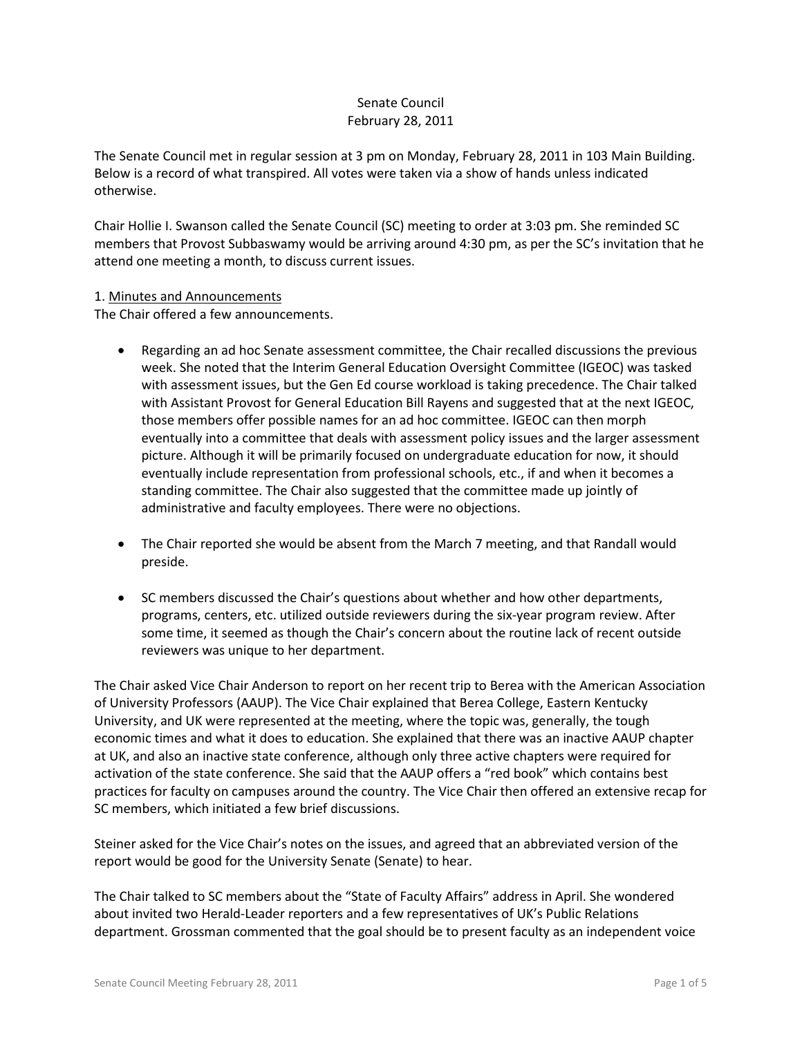Senate Council
February 28, 2011

The Senate Council met in regular session at 3 pm on Monday, February 28, 2011 in 103 Main Building. Below is a record of what transpired. All votes were taken via a show of hands unless indicated otherwise.

Chair Hollie I. Swanson called the Senate Council (SC) meeting to order at 3:03 pm. She reminded SC members that Provost Subbaswamy would be arriving around 4:30 pm, as per the SC's invitation that he attend one meeting a month, to discuss current issues.

1. Minutes and Announcements

The Chair offered a few announcements.

- Regarding an ad hoc Senate assessment committee, the Chair recalled discussions the previous week. She noted that the Interim General Education Oversight Committee (IGEOC) was tasked with assessment issues, but the Gen Ed course workload is taking precedence. The Chair talked with Assistant Provost for General Education Bill Rayens and suggested that at the next IGEOC, those members offer possible names for an ad hoc committee. IGEOC can then morph eventually into a committee that deals with assessment policy issues and the larger assessment picture. Although it will be primarily focused on undergraduate education for now, it should eventually include representation from professional schools, etc., if and when it becomes a standing committee. The Chair also suggested that the committee made up jointly of administrative and faculty employees. There were no objections.

- The Chair reported she would be absent from the March 7 meeting, and that Randall would preside.

- SC members discussed the Chair's questions about whether and how other departments, programs, centers, etc. utilized outside reviewers during the six-year program review. After some time, it seemed as though the Chair's concern about the routine lack of recent outside reviewers was unique to her department.

The Chair asked Vice Chair Anderson to report on her recent trip to Berea with the American Association of University Professors (AAUP). The Vice Chair explained that Berea College, Eastern Kentucky University, and UK were represented at the meeting, where the topic was, generally, the tough economic times and what it does to education. She explained that there was an inactive AAUP chapter at UK, and also an inactive state conference, although only three active chapters were required for activation of the state conference. She said that the AAUP offers a "red book" which contains best practices for faculty on campuses around the country. The Vice Chair then offered an extensive recap for SC members, which initiated a few brief discussions.

Steiner asked for the Vice Chair's notes on the issues, and agreed that an abbreviated version of the report would be good for the University Senate (Senate) to hear.

The Chair talked to SC members about the "State of Faculty Affairs" address in April. She wondered about invited two Herald-Leader reporters and a few representatives of UK's Public Relations department. Grossman commented that the goal should be to present faculty as an independent voice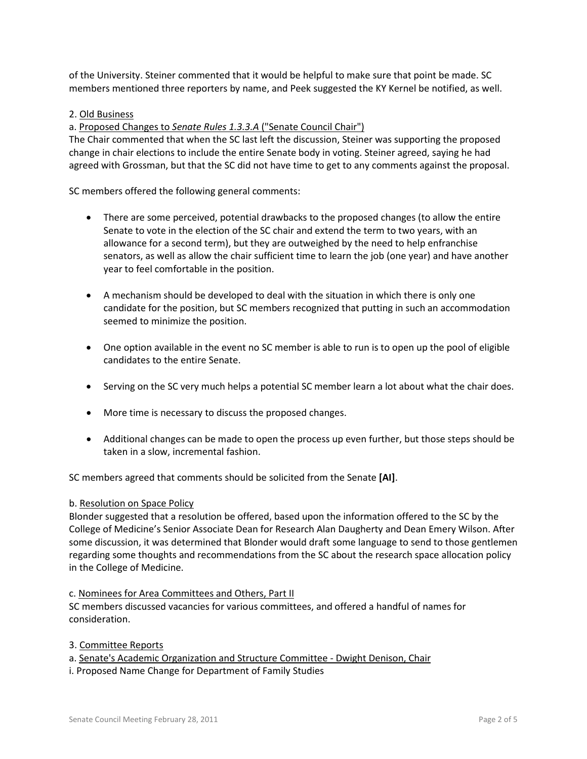of the University. Steiner commented that it would be helpful to make sure that point be made. SC members mentioned three reporters by name, and Peek suggested the KY Kernel be notified, as well.

2. Old Business

a. Proposed Changes to *Senate Rules 1.3.3.A* ("Senate Council Chair")

The Chair commented that when the SC last left the discussion, Steiner was supporting the proposed change in chair elections to include the entire Senate body in voting. Steiner agreed, saying he had agreed with Grossman, but that the SC did not have time to get to any comments against the proposal.

SC members offered the following general comments:

- There are some perceived, potential drawbacks to the proposed changes (to allow the entire Senate to vote in the election of the SC chair and extend the term to two years, with an allowance for a second term), but they are outweighed by the need to help enfranchise senators, as well as allow the chair sufficient time to learn the job (one year) and have another year to feel comfortable in the position.
- A mechanism should be developed to deal with the situation in which there is only one candidate for the position, but SC members recognized that putting in such an accommodation seemed to minimize the position.
- One option available in the event no SC member is able to run is to open up the pool of eligible candidates to the entire Senate.
- Serving on the SC very much helps a potential SC member learn a lot about what the chair does.
- More time is necessary to discuss the proposed changes.
- Additional changes can be made to open the process up even further, but those steps should be taken in a slow, incremental fashion.

SC members agreed that comments should be solicited from the Senate **[AI]**.

b. Resolution on Space Policy

Blonder suggested that a resolution be offered, based upon the information offered to the SC by the College of Medicine's Senior Associate Dean for Research Alan Daugherty and Dean Emery Wilson. After some discussion, it was determined that Blonder would draft some language to send to those gentlemen regarding some thoughts and recommendations from the SC about the research space allocation policy in the College of Medicine.

c. Nominees for Area Committees and Others, Part II

SC members discussed vacancies for various committees, and offered a handful of names for consideration.

3. Committee Reports

a. Senate's Academic Organization and Structure Committee - Dwight Denison, Chair

i. Proposed Name Change for Department of Family Studies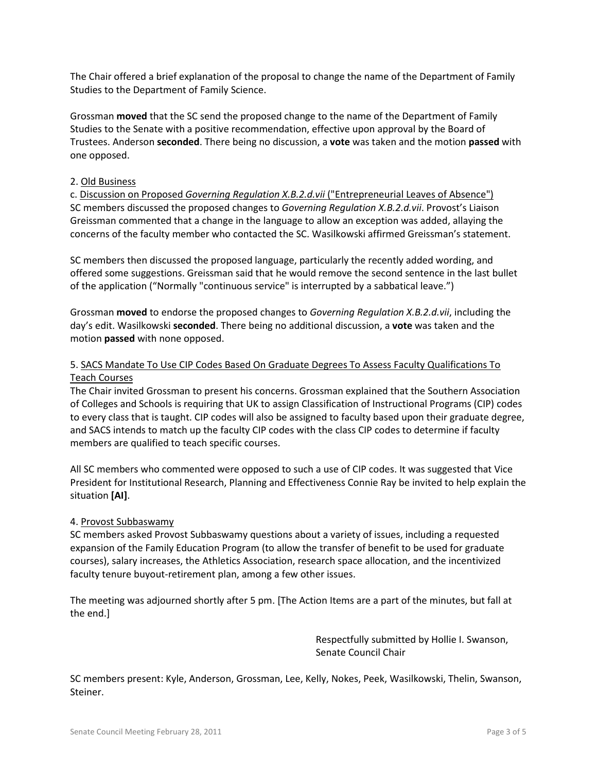The Chair offered a brief explanation of the proposal to change the name of the Department of Family Studies to the Department of Family Science.

Grossman **moved** that the SC send the proposed change to the name of the Department of Family Studies to the Senate with a positive recommendation, effective upon approval by the Board of Trustees. Anderson **seconded**. There being no discussion, a **vote** was taken and the motion **passed** with one opposed.

2. Old Business

c. Discussion on Proposed *Governing Regulation X.B.2.d.vii* ("Entrepreneurial Leaves of Absence")

SC members discussed the proposed changes to *Governing Regulation X.B.2.d.vii*. Provost's Liaison Greissman commented that a change in the language to allow an exception was added, allaying the concerns of the faculty member who contacted the SC. Wasilkowski affirmed Greissman's statement.

SC members then discussed the proposed language, particularly the recently added wording, and offered some suggestions. Greissman said that he would remove the second sentence in the last bullet of the application ("Normally "continuous service" is interrupted by a sabbatical leave.")

Grossman **moved** to endorse the proposed changes to *Governing Regulation X.B.2.d.vii*, including the day's edit. Wasilkowski **seconded**. There being no additional discussion, a **vote** was taken and the motion **passed** with none opposed.

5. SACS Mandate To Use CIP Codes Based On Graduate Degrees To Assess Faculty Qualifications To Teach Courses

The Chair invited Grossman to present his concerns. Grossman explained that the Southern Association of Colleges and Schools is requiring that UK to assign Classification of Instructional Programs (CIP) codes to every class that is taught. CIP codes will also be assigned to faculty based upon their graduate degree, and SACS intends to match up the faculty CIP codes with the class CIP codes to determine if faculty members are qualified to teach specific courses.

All SC members who commented were opposed to such a use of CIP codes. It was suggested that Vice President for Institutional Research, Planning and Effectiveness Connie Ray be invited to help explain the situation **[AI]**.

4. Provost Subbaswamy

SC members asked Provost Subbaswamy questions about a variety of issues, including a requested expansion of the Family Education Program (to allow the transfer of benefit to be used for graduate courses), salary increases, the Athletics Association, research space allocation, and the incentivized faculty tenure buyout-retirement plan, among a few other issues.

The meeting was adjourned shortly after 5 pm. [The Action Items are a part of the minutes, but fall at the end.]

Respectfully submitted by Hollie I. Swanson,
Senate Council Chair

SC members present: Kyle, Anderson, Grossman, Lee, Kelly, Nokes, Peek, Wasilkowski, Thelin, Swanson, Steiner.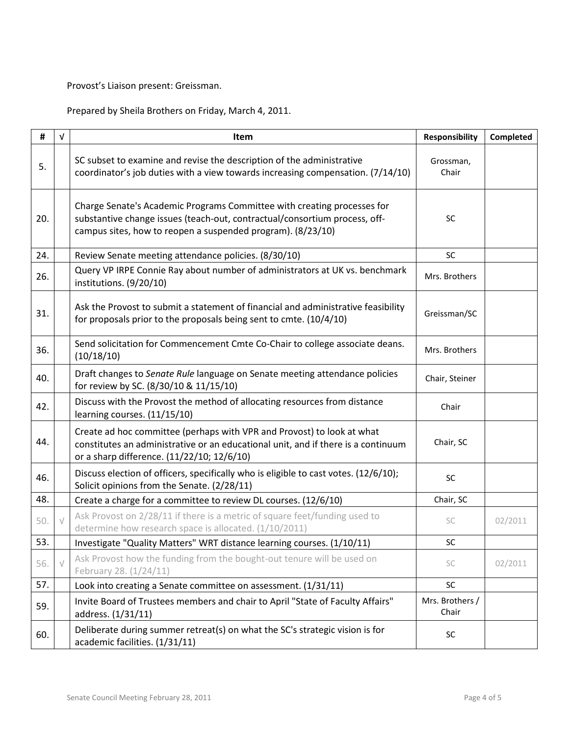Provost's Liaison present: Greissman.

Prepared by Sheila Brothers on Friday, March 4, 2011.

| # | √ | Item | Responsibility | Completed |
|---|---|---|---|---|
| 5. | | SC subset to examine and revise the description of the administrative coordinator's job duties with a view towards increasing compensation. (7/14/10) | Grossman, Chair | |
| 20. | | Charge Senate's Academic Programs Committee with creating processes for substantive change issues (teach-out, contractual/consortium process, off-campus sites, how to reopen a suspended program). (8/23/10) | SC | |
| 24. | | Review Senate meeting attendance policies. (8/30/10) | SC | |
| 26. | | Query VP IRPE Connie Ray about number of administrators at UK vs. benchmark institutions. (9/20/10) | Mrs. Brothers | |
| 31. | | Ask the Provost to submit a statement of financial and administrative feasibility for proposals prior to the proposals being sent to cmte. (10/4/10) | Greissman/SC | |
| 36. | | Send solicitation for Commencement Cmte Co-Chair to college associate deans. (10/18/10) | Mrs. Brothers | |
| 40. | | Draft changes to *Senate Rule* language on Senate meeting attendance policies for review by SC. (8/30/10 & 11/15/10) | Chair, Steiner | |
| 42. | | Discuss with the Provost the method of allocating resources from distance learning courses. (11/15/10) | Chair | |
| 44. | | Create ad hoc committee (perhaps with VPR and Provost) to look at what constitutes an administrative or an educational unit, and if there is a continuum or a sharp difference. (11/22/10; 12/6/10) | Chair, SC | |
| 46. | | Discuss election of officers, specifically who is eligible to cast votes. (12/6/10); Solicit opinions from the Senate. (2/28/11) | SC | |
| 48. | | Create a charge for a committee to review DL courses. (12/6/10) | Chair, SC | |
| 50. | √ | Ask Provost on 2/28/11 if there is a metric of square feet/funding used to determine how research space is allocated. (1/10/2011) | SC | 02/2011 |
| 53. | | Investigate "Quality Matters" WRT distance learning courses. (1/10/11) | SC | |
| 56. | √ | Ask Provost how the funding from the bought-out tenure will be used on February 28. (1/24/11) | SC | 02/2011 |
| 57. | | Look into creating a Senate committee on assessment. (1/31/11) | SC | |
| 59. | | Invite Board of Trustees members and chair to April "State of Faculty Affairs" address. (1/31/11) | Mrs. Brothers / Chair | |
| 60. | | Deliberate during summer retreat(s) on what the SC's strategic vision is for academic facilities. (1/31/11) | SC | |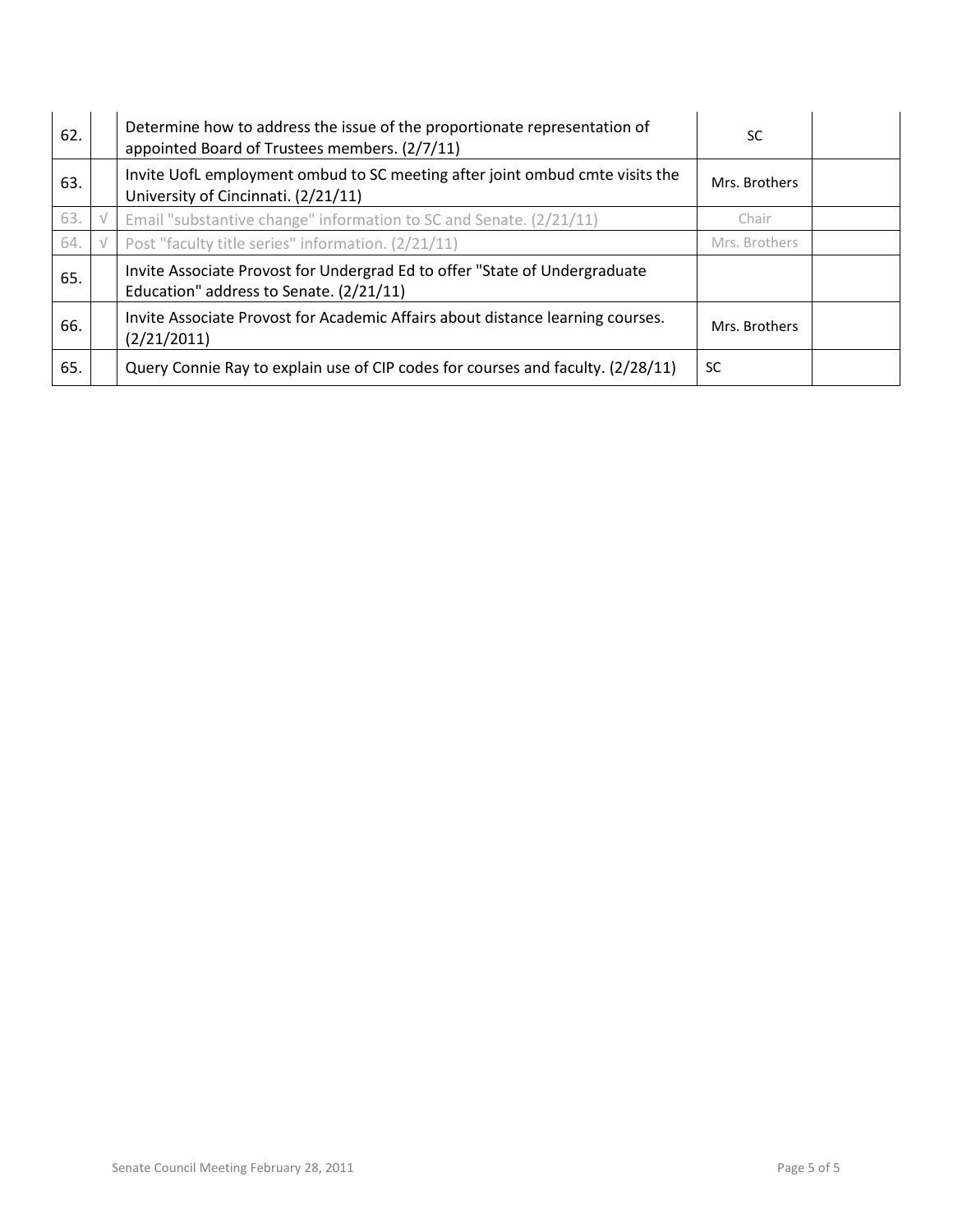| | | | | |
|---|---|---|---|---|
| 62. | | Determine how to address the issue of the proportionate representation of appointed Board of Trustees members. (2/7/11) | SC | |
| 63. | | Invite UofL employment ombud to SC meeting after joint ombud cmte visits the University of Cincinnati. (2/21/11) | Mrs. Brothers | |
| 63. | √ | Email "substantive change" information to SC and Senate. (2/21/11) | Chair | |
| 64. | √ | Post "faculty title series" information. (2/21/11) | Mrs. Brothers | |
| 65. | | Invite Associate Provost for Undergrad Ed to offer "State of Undergraduate Education" address to Senate. (2/21/11) | | |
| 66. | | Invite Associate Provost for Academic Affairs about distance learning courses. (2/21/2011) | Mrs. Brothers | |
| 65. | | Query Connie Ray to explain use of CIP codes for courses and faculty. (2/28/11) | SC | |